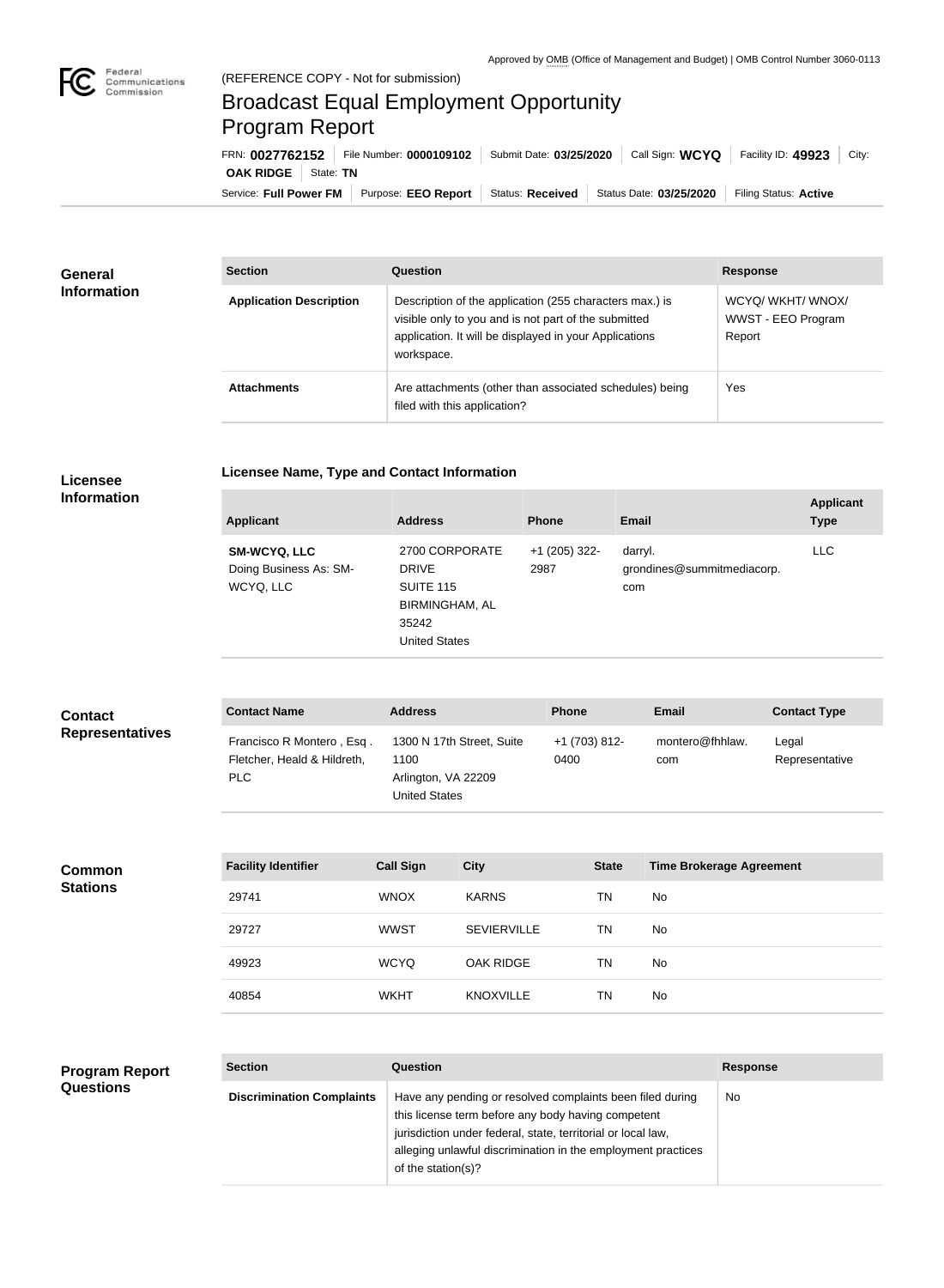Approved by OMB (Office of Management and Budget) | OMB Control Number 3060-0113

(REFERENCE COPY - Not for submission)

# Broadcast Equal Employment Opportunity Program Report

FRN: **0027762152** | File Number: **0000109102** | Submit Date: **03/25/2020** | Call Sign: **WCYQ** | Facility ID: **49923** | City: **OAK RIDGE** | State: **TN**

Service: **Full Power FM** | Purpose: **EEO Report** | Status: **Received** | Status Date: **03/25/2020** | Filing Status: **Active**

## General Information

| Section | Question | Response |
| --- | --- | --- |
| **Application Description** | Description of the application (255 characters max.) is visible only to you and is not part of the submitted application. It will be displayed in your Applications workspace. | WCYQ/ WKHT/ WNOX/ WWST - EEO Program Report |
| **Attachments** | Are attachments (other than associated schedules) being filed with this application? | Yes |

## Licensee Information

### Licensee Name, Type and Contact Information

| Applicant | Address | Phone | Email | Applicant Type |
| --- | --- | --- | --- | --- |
| **SM-WCYQ, LLC** Doing Business As: SM-WCYQ, LLC | 2700 CORPORATE DRIVE SUITE 115 BIRMINGHAM, AL 35242 United States | +1 (205) 322-2987 | darryl.grondines@summitmediacorp.com | LLC |

## Contact Representatives

| Contact Name | Address | Phone | Email | Contact Type |
| --- | --- | --- | --- | --- |
| Francisco R Montero , Esq . Fletcher, Heald & Hildreth, PLC | 1300 N 17th Street, Suite 1100 Arlington, VA 22209 United States | +1 (703) 812-0400 | montero@fhhlaw.com | Legal Representative |

## Common Stations

| Facility Identifier | Call Sign | City | State | Time Brokerage Agreement |
| --- | --- | --- | --- | --- |
| 29741 | WNOX | KARNS | TN | No |
| 29727 | WWST | SEVIERVILLE | TN | No |
| 49923 | WCYQ | OAK RIDGE | TN | No |
| 40854 | WKHT | KNOXVILLE | TN | No |

## Program Report Questions

| Section | Question | Response |
| --- | --- | --- |
| **Discrimination Complaints** | Have any pending or resolved complaints been filed during this license term before any body having competent jurisdiction under federal, state, territorial or local law, alleging unlawful discrimination in the employment practices of the station(s)? | No |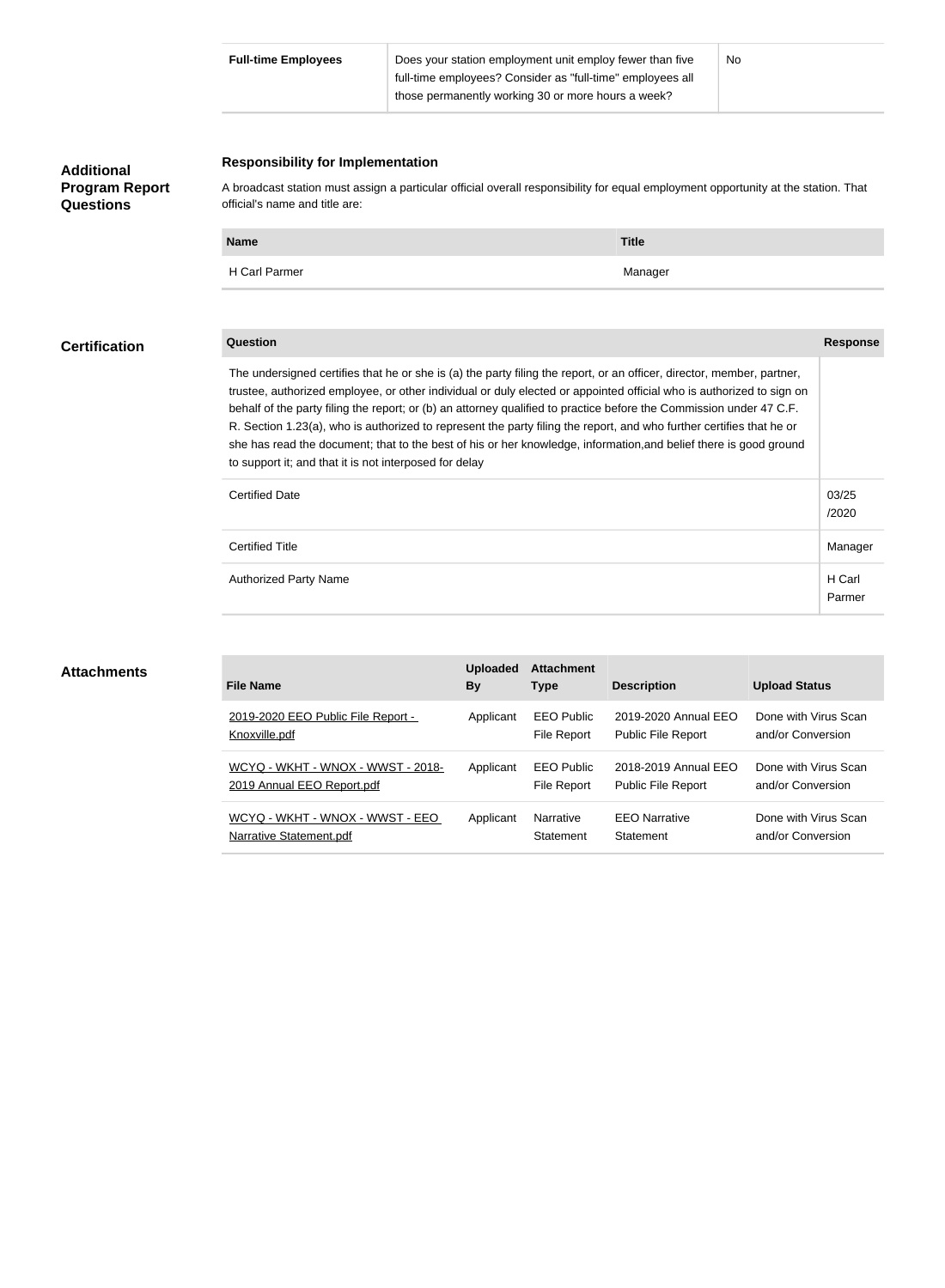| | | |
|---|---|---|
| **Full-time Employees** | Does your station employment unit employ fewer than five full-time employees? Consider as "full-time" employees all those permanently working 30 or more hours a week? | No |

## Additional Program Report Questions

### Responsibility for Implementation

A broadcast station must assign a particular official overall responsibility for equal employment opportunity at the station. That official's name and title are:

| Name | Title |
|---|---|
| H Carl Parmer | Manager |

## Certification

| Question | Response |
|---|---|
| The undersigned certifies that he or she is (a) the party filing the report, or an officer, director, member, partner, trustee, authorized employee, or other individual or duly elected or appointed official who is authorized to sign on behalf of the party filing the report; or (b) an attorney qualified to practice before the Commission under 47 C.F. R. Section 1.23(a), who is authorized to represent the party filing the report, and who further certifies that he or she has read the document; that to the best of his or her knowledge, information,and belief there is good ground to support it; and that it is not interposed for delay | |
| Certified Date | 03/25/2020 |
| Certified Title | Manager |
| Authorized Party Name | H Carl Parmer |

## Attachments

| File Name | Uploaded By | Attachment Type | Description | Upload Status |
|---|---|---|---|---|
| 2019-2020 EEO Public File Report - Knoxville.pdf | Applicant | EEO Public File Report | 2019-2020 Annual EEO Public File Report | Done with Virus Scan and/or Conversion |
| WCYQ - WKHT - WNOX - WWST - 2018-2019 Annual EEO Report.pdf | Applicant | EEO Public File Report | 2018-2019 Annual EEO Public File Report | Done with Virus Scan and/or Conversion |
| WCYQ - WKHT - WNOX - WWST - EEO Narrative Statement.pdf | Applicant | Narrative Statement | EEO Narrative Statement | Done with Virus Scan and/or Conversion |